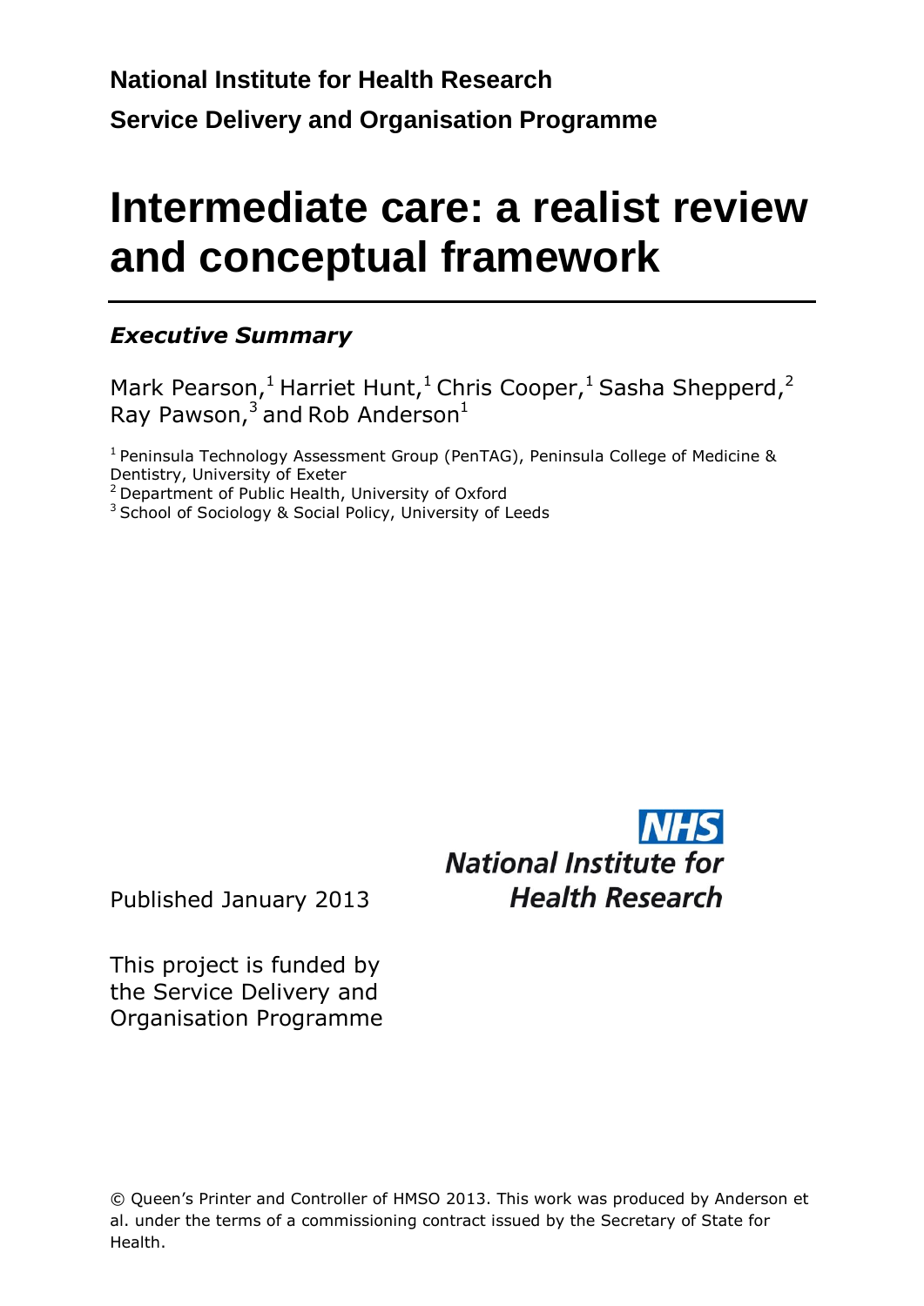**National Institute for Health Research**

**Service Delivery and Organisation Programme**

# Intermediate care: a realist review and conceptual framework

***Executive Summary***

Mark Pearson,[1] Harriet Hunt,[1] Chris Cooper,[1] Sasha Shepperd,[2] Ray Pawson,[3] and Rob Anderson[1]

[1] Peninsula Technology Assessment Group (PenTAG), Peninsula College of Medicine & Dentistry, University of Exeter
[2] Department of Public Health, University of Oxford
[3] School of Sociology & Social Policy, University of Leeds

NHS National Institute for Health Research

Published January 2013

This project is funded by the Service Delivery and Organisation Programme

© Queen's Printer and Controller of HMSO 2013. This work was produced by Anderson et al. under the terms of a commissioning contract issued by the Secretary of State for Health.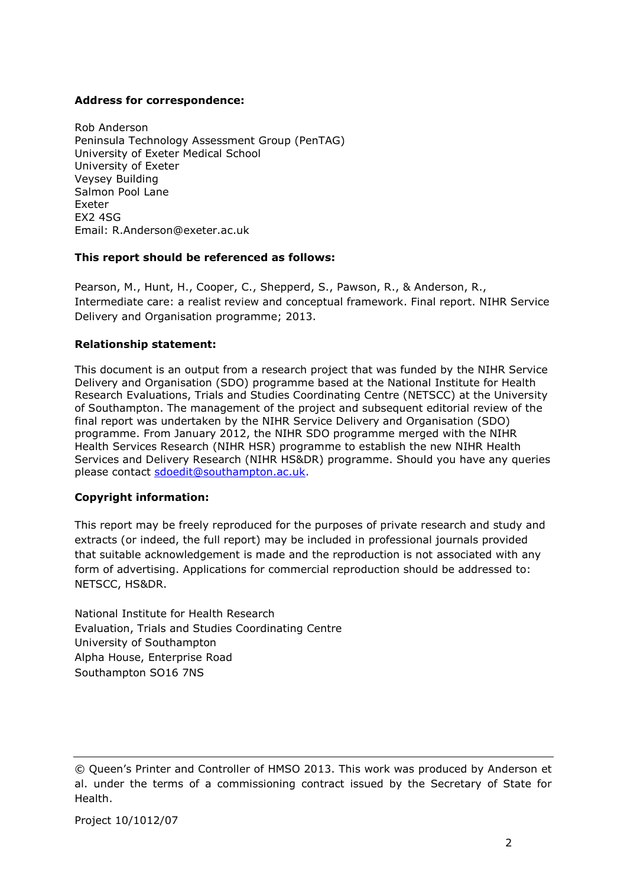**Address for correspondence:**

Rob Anderson
Peninsula Technology Assessment Group (PenTAG)
University of Exeter Medical School
University of Exeter
Veysey Building
Salmon Pool Lane
Exeter
EX2 4SG
Email: R.Anderson@exeter.ac.uk

**This report should be referenced as follows:**

Pearson, M., Hunt, H., Cooper, C., Shepperd, S., Pawson, R., & Anderson, R., Intermediate care: a realist review and conceptual framework. Final report. NIHR Service Delivery and Organisation programme; 2013.

**Relationship statement:**

This document is an output from a research project that was funded by the NIHR Service Delivery and Organisation (SDO) programme based at the National Institute for Health Research Evaluations, Trials and Studies Coordinating Centre (NETSCC) at the University of Southampton. The management of the project and subsequent editorial review of the final report was undertaken by the NIHR Service Delivery and Organisation (SDO) programme. From January 2012, the NIHR SDO programme merged with the NIHR Health Services Research (NIHR HSR) programme to establish the new NIHR Health Services and Delivery Research (NIHR HS&DR) programme. Should you have any queries please contact sdoedit@southampton.ac.uk.

**Copyright information:**

This report may be freely reproduced for the purposes of private research and study and extracts (or indeed, the full report) may be included in professional journals provided that suitable acknowledgement is made and the reproduction is not associated with any form of advertising. Applications for commercial reproduction should be addressed to: NETSCC, HS&DR.

National Institute for Health Research
Evaluation, Trials and Studies Coordinating Centre
University of Southampton
Alpha House, Enterprise Road
Southampton SO16 7NS

---

© Queen's Printer and Controller of HMSO 2013. This work was produced by Anderson et al. under the terms of a commissioning contract issued by the Secretary of State for Health.

Project 10/1012/07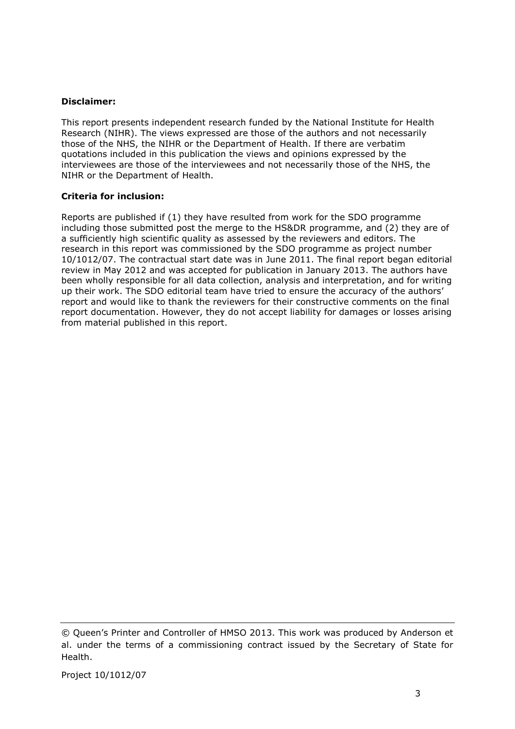**Disclaimer:**

This report presents independent research funded by the National Institute for Health Research (NIHR). The views expressed are those of the authors and not necessarily those of the NHS, the NIHR or the Department of Health. If there are verbatim quotations included in this publication the views and opinions expressed by the interviewees are those of the interviewees and not necessarily those of the NHS, the NIHR or the Department of Health.

**Criteria for inclusion:**

Reports are published if (1) they have resulted from work for the SDO programme including those submitted post the merge to the HS&DR programme, and (2) they are of a sufficiently high scientific quality as assessed by the reviewers and editors. The research in this report was commissioned by the SDO programme as project number 10/1012/07. The contractual start date was in June 2011. The final report began editorial review in May 2012 and was accepted for publication in January 2013. The authors have been wholly responsible for all data collection, analysis and interpretation, and for writing up their work. The SDO editorial team have tried to ensure the accuracy of the authors' report and would like to thank the reviewers for their constructive comments on the final report documentation. However, they do not accept liability for damages or losses arising from material published in this report.

© Queen's Printer and Controller of HMSO 2013. This work was produced by Anderson et al. under the terms of a commissioning contract issued by the Secretary of State for Health.

Project 10/1012/07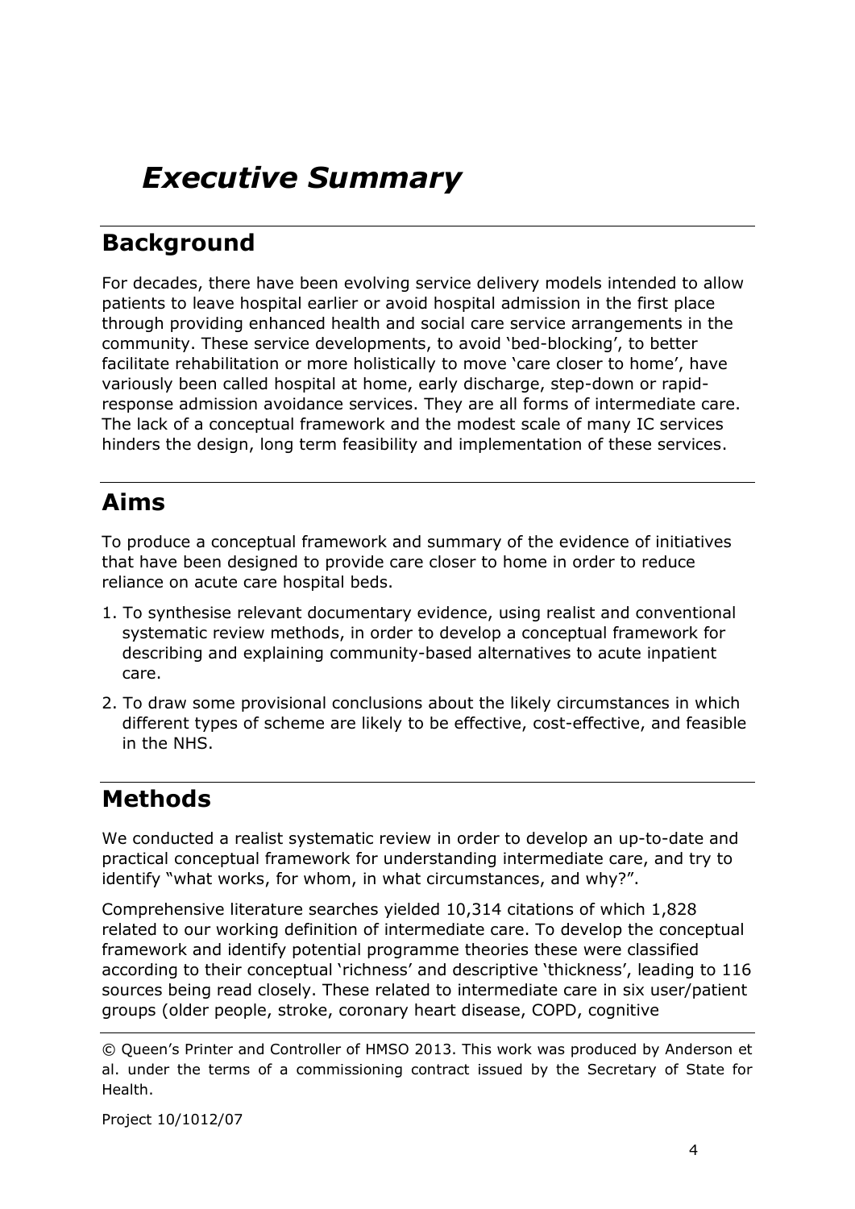# *Executive Summary*

## Background

For decades, there have been evolving service delivery models intended to allow patients to leave hospital earlier or avoid hospital admission in the first place through providing enhanced health and social care service arrangements in the community. These service developments, to avoid 'bed-blocking', to better facilitate rehabilitation or more holistically to move 'care closer to home', have variously been called hospital at home, early discharge, step-down or rapid-response admission avoidance services. They are all forms of intermediate care. The lack of a conceptual framework and the modest scale of many IC services hinders the design, long term feasibility and implementation of these services.

## Aims

To produce a conceptual framework and summary of the evidence of initiatives that have been designed to provide care closer to home in order to reduce reliance on acute care hospital beds.

1. To synthesise relevant documentary evidence, using realist and conventional systematic review methods, in order to develop a conceptual framework for describing and explaining community-based alternatives to acute inpatient care.
2. To draw some provisional conclusions about the likely circumstances in which different types of scheme are likely to be effective, cost-effective, and feasible in the NHS.

## Methods

We conducted a realist systematic review in order to develop an up-to-date and practical conceptual framework for understanding intermediate care, and try to identify "what works, for whom, in what circumstances, and why?".

Comprehensive literature searches yielded 10,314 citations of which 1,828 related to our working definition of intermediate care. To develop the conceptual framework and identify potential programme theories these were classified according to their conceptual 'richness' and descriptive 'thickness', leading to 116 sources being read closely. These related to intermediate care in six user/patient groups (older people, stroke, coronary heart disease, COPD, cognitive

© Queen's Printer and Controller of HMSO 2013. This work was produced by Anderson et al. under the terms of a commissioning contract issued by the Secretary of State for Health.

Project 10/1012/07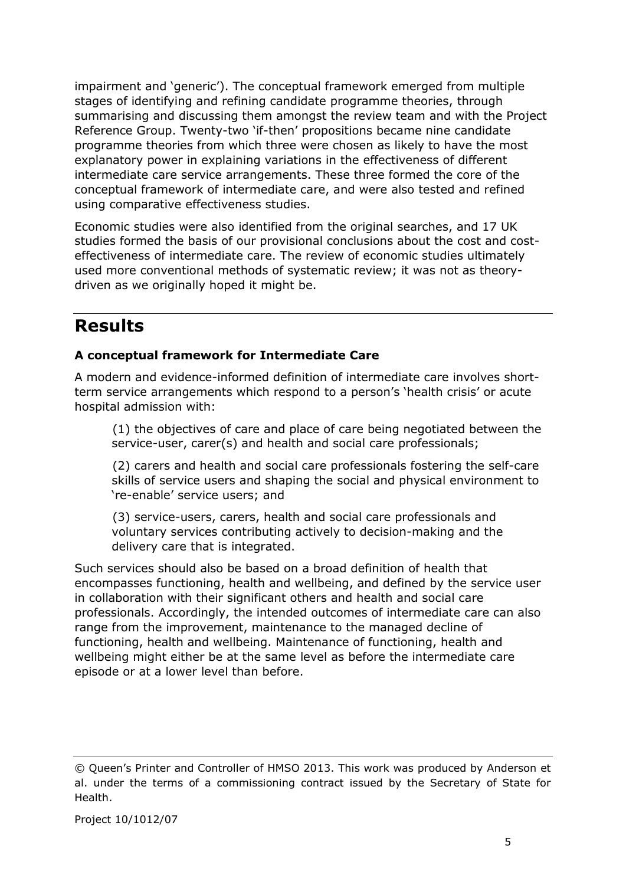impairment and 'generic'). The conceptual framework emerged from multiple stages of identifying and refining candidate programme theories, through summarising and discussing them amongst the review team and with the Project Reference Group. Twenty-two 'if-then' propositions became nine candidate programme theories from which three were chosen as likely to have the most explanatory power in explaining variations in the effectiveness of different intermediate care service arrangements. These three formed the core of the conceptual framework of intermediate care, and were also tested and refined using comparative effectiveness studies.

Economic studies were also identified from the original searches, and 17 UK studies formed the basis of our provisional conclusions about the cost and cost-effectiveness of intermediate care. The review of economic studies ultimately used more conventional methods of systematic review; it was not as theory-driven as we originally hoped it might be.

# Results

### A conceptual framework for Intermediate Care

A modern and evidence-informed definition of intermediate care involves short-term service arrangements which respond to a person's 'health crisis' or acute hospital admission with:

(1) the objectives of care and place of care being negotiated between the service-user, carer(s) and health and social care professionals;

(2) carers and health and social care professionals fostering the self-care skills of service users and shaping the social and physical environment to 're-enable' service users; and

(3) service-users, carers, health and social care professionals and voluntary services contributing actively to decision-making and the delivery care that is integrated.

Such services should also be based on a broad definition of health that encompasses functioning, health and wellbeing, and defined by the service user in collaboration with their significant others and health and social care professionals. Accordingly, the intended outcomes of intermediate care can also range from the improvement, maintenance to the managed decline of functioning, health and wellbeing. Maintenance of functioning, health and wellbeing might either be at the same level as before the intermediate care episode or at a lower level than before.

© Queen's Printer and Controller of HMSO 2013. This work was produced by Anderson et al. under the terms of a commissioning contract issued by the Secretary of State for Health.

Project 10/1012/07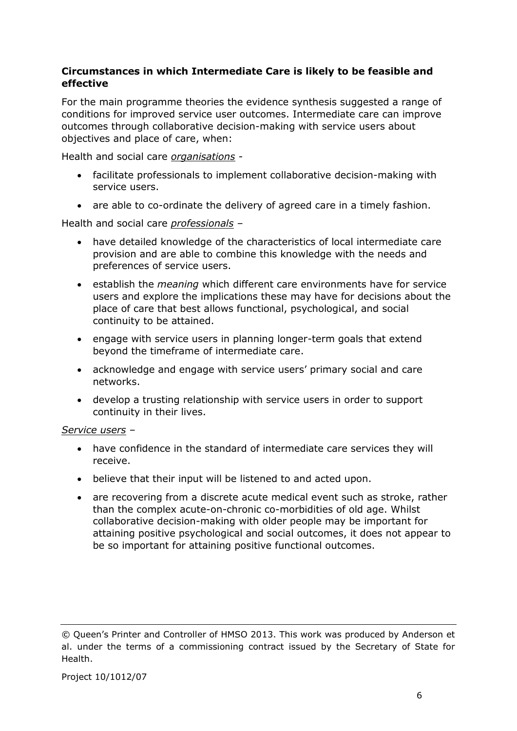**Circumstances in which Intermediate Care is likely to be feasible and effective**

For the main programme theories the evidence synthesis suggested a range of conditions for improved service user outcomes. Intermediate care can improve outcomes through collaborative decision-making with service users about objectives and place of care, when:

Health and social care *organisations* -

- facilitate professionals to implement collaborative decision-making with service users.
- are able to co-ordinate the delivery of agreed care in a timely fashion.

Health and social care *professionals* –

- have detailed knowledge of the characteristics of local intermediate care provision and are able to combine this knowledge with the needs and preferences of service users.
- establish the *meaning* which different care environments have for service users and explore the implications these may have for decisions about the place of care that best allows functional, psychological, and social continuity to be attained.
- engage with service users in planning longer-term goals that extend beyond the timeframe of intermediate care.
- acknowledge and engage with service users' primary social and care networks.
- develop a trusting relationship with service users in order to support continuity in their lives.

*Service users* –

- have confidence in the standard of intermediate care services they will receive.
- believe that their input will be listened to and acted upon.
- are recovering from a discrete acute medical event such as stroke, rather than the complex acute-on-chronic co-morbidities of old age. Whilst collaborative decision-making with older people may be important for attaining positive psychological and social outcomes, it does not appear to be so important for attaining positive functional outcomes.

© Queen's Printer and Controller of HMSO 2013. This work was produced by Anderson et al. under the terms of a commissioning contract issued by the Secretary of State for Health.

Project 10/1012/07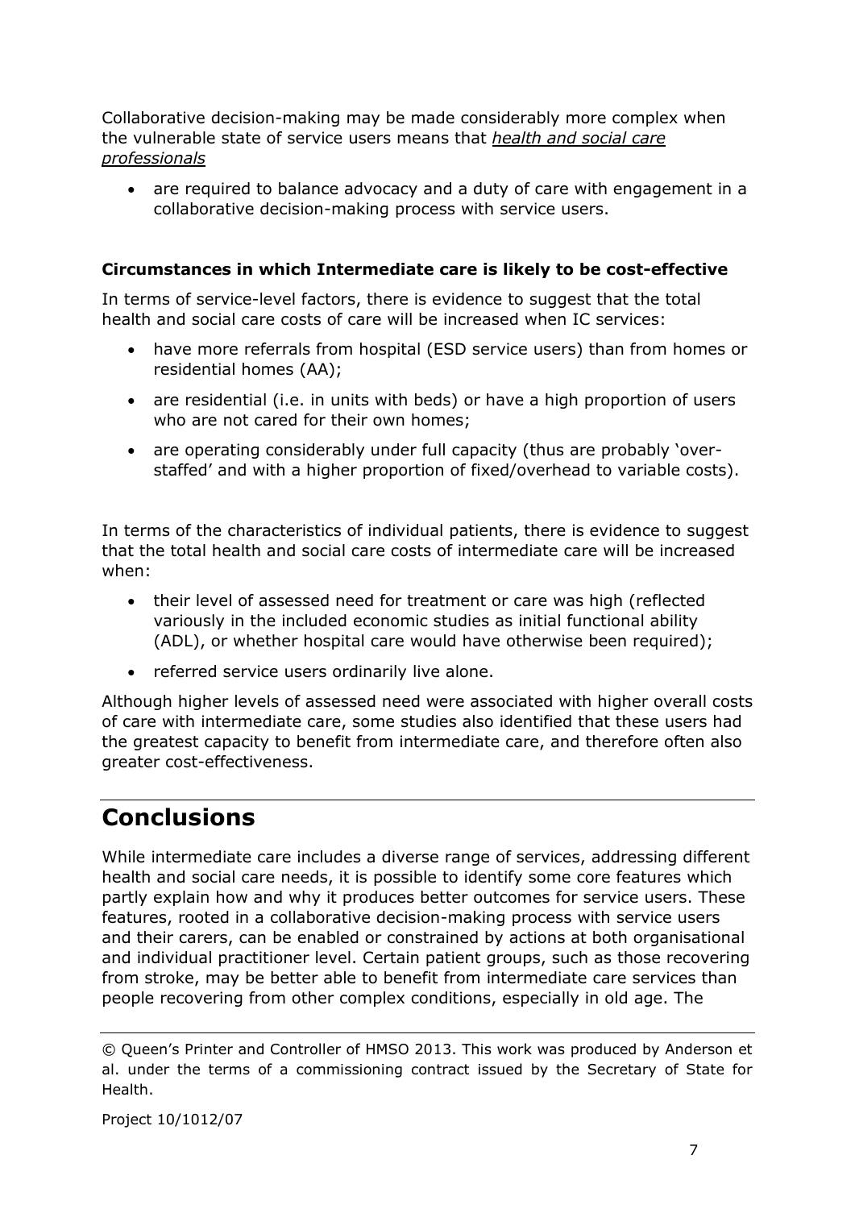Collaborative decision-making may be made considerably more complex when the vulnerable state of service users means that ***health and social care professionals***

- are required to balance advocacy and a duty of care with engagement in a collaborative decision-making process with service users.

**Circumstances in which Intermediate care is likely to be cost-effective**

In terms of service-level factors, there is evidence to suggest that the total health and social care costs of care will be increased when IC services:

- have more referrals from hospital (ESD service users) than from homes or residential homes (AA);
- are residential (i.e. in units with beds) or have a high proportion of users who are not cared for their own homes;
- are operating considerably under full capacity (thus are probably 'over-staffed' and with a higher proportion of fixed/overhead to variable costs).

In terms of the characteristics of individual patients, there is evidence to suggest that the total health and social care costs of intermediate care will be increased when:

- their level of assessed need for treatment or care was high (reflected variously in the included economic studies as initial functional ability (ADL), or whether hospital care would have otherwise been required);
- referred service users ordinarily live alone.

Although higher levels of assessed need were associated with higher overall costs of care with intermediate care, some studies also identified that these users had the greatest capacity to benefit from intermediate care, and therefore often also greater cost-effectiveness.

# Conclusions

While intermediate care includes a diverse range of services, addressing different health and social care needs, it is possible to identify some core features which partly explain how and why it produces better outcomes for service users. These features, rooted in a collaborative decision-making process with service users and their carers, can be enabled or constrained by actions at both organisational and individual practitioner level. Certain patient groups, such as those recovering from stroke, may be better able to benefit from intermediate care services than people recovering from other complex conditions, especially in old age. The

© Queen's Printer and Controller of HMSO 2013. This work was produced by Anderson et al. under the terms of a commissioning contract issued by the Secretary of State for Health.

Project 10/1012/07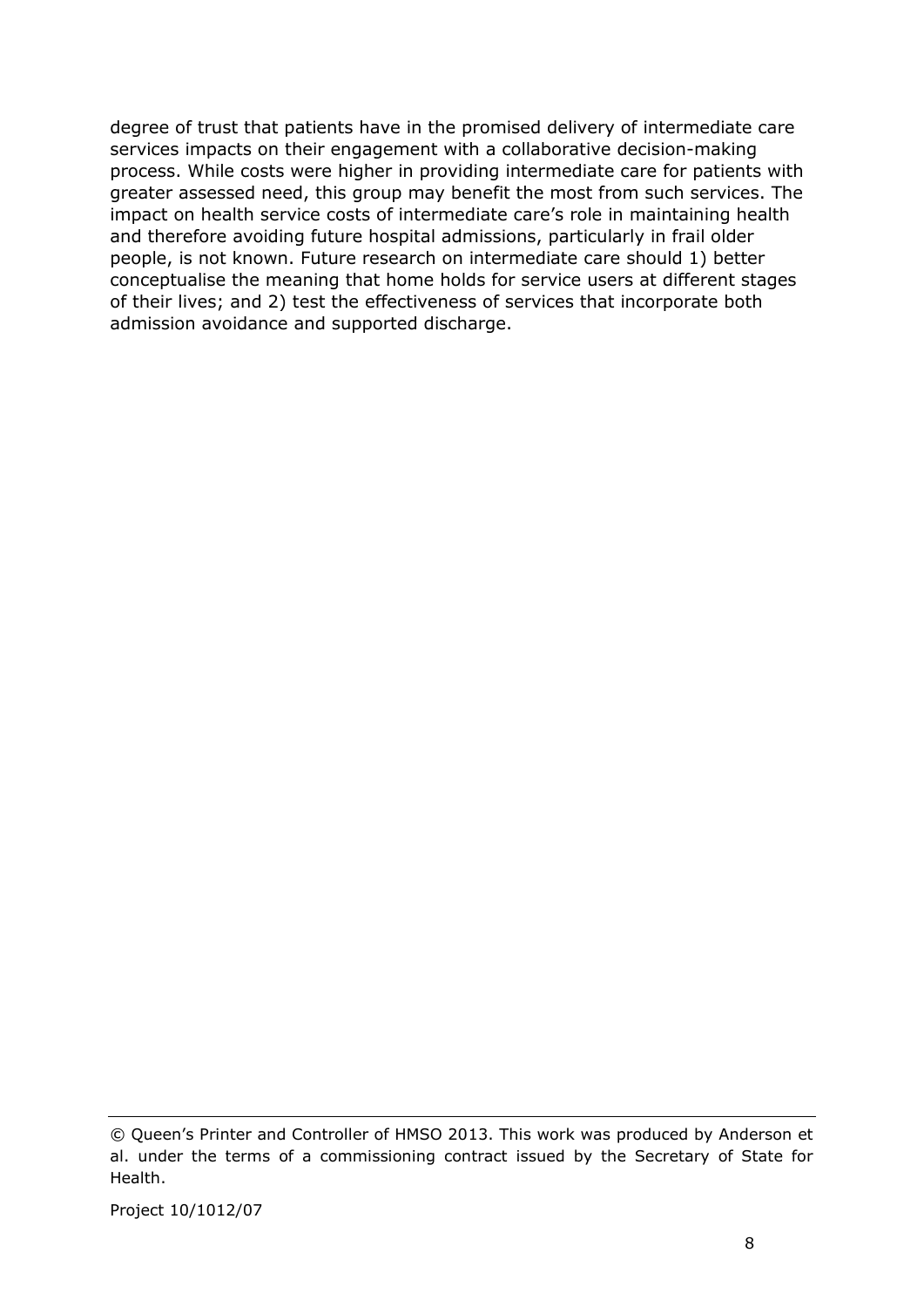degree of trust that patients have in the promised delivery of intermediate care services impacts on their engagement with a collaborative decision-making process. While costs were higher in providing intermediate care for patients with greater assessed need, this group may benefit the most from such services. The impact on health service costs of intermediate care's role in maintaining health and therefore avoiding future hospital admissions, particularly in frail older people, is not known. Future research on intermediate care should 1) better conceptualise the meaning that home holds for service users at different stages of their lives; and 2) test the effectiveness of services that incorporate both admission avoidance and supported discharge.

© Queen's Printer and Controller of HMSO 2013. This work was produced by Anderson et al. under the terms of a commissioning contract issued by the Secretary of State for Health.

Project 10/1012/07